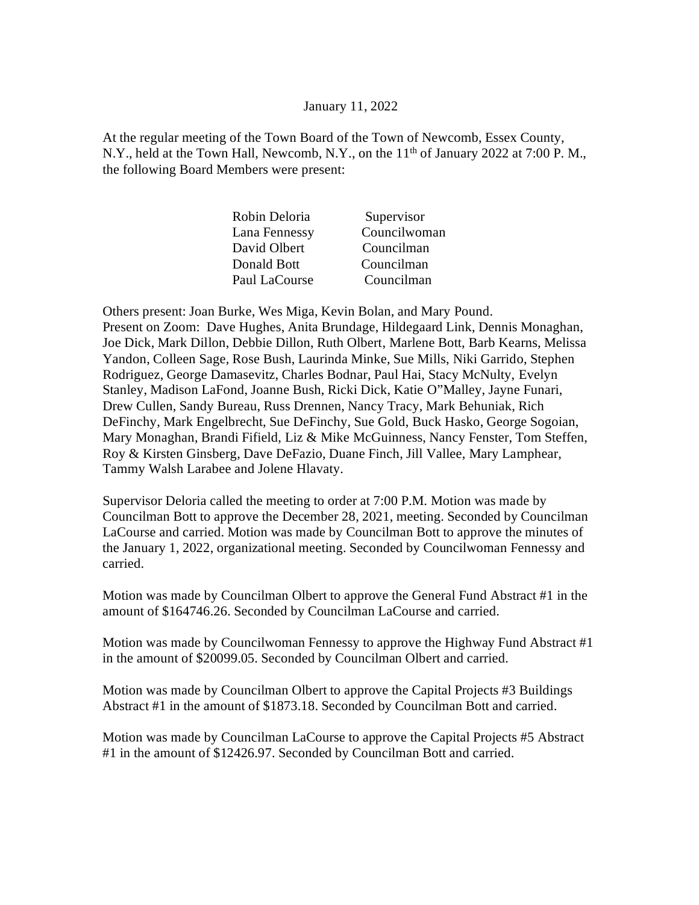January 11, 2022

At the regular meeting of the Town Board of the Town of Newcomb, Essex County, N.Y., held at the Town Hall, Newcomb, N.Y., on the 11th of January 2022 at 7:00 P. M., the following Board Members were present:

| | |
|---|---|
| Robin Deloria | Supervisor |
| Lana Fennessy | Councilwoman |
| David Olbert | Councilman |
| Donald Bott | Councilman |
| Paul LaCourse | Councilman |

Others present: Joan Burke, Wes Miga, Kevin Bolan, and Mary Pound.
Present on Zoom: Dave Hughes, Anita Brundage, Hildegaard Link, Dennis Monaghan, Joe Dick, Mark Dillon, Debbie Dillon, Ruth Olbert, Marlene Bott, Barb Kearns, Melissa Yandon, Colleen Sage, Rose Bush, Laurinda Minke, Sue Mills, Niki Garrido, Stephen Rodriguez, George Damasevitz, Charles Bodnar, Paul Hai, Stacy McNulty, Evelyn Stanley, Madison LaFond, Joanne Bush, Ricki Dick, Katie O"Malley, Jayne Funari, Drew Cullen, Sandy Bureau, Russ Drennen, Nancy Tracy, Mark Behuniak, Rich DeFinchy, Mark Engelbrecht, Sue DeFinchy, Sue Gold, Buck Hasko, George Sogoian, Mary Monaghan, Brandi Fifield, Liz & Mike McGuinness, Nancy Fenster, Tom Steffen, Roy & Kirsten Ginsberg, Dave DeFazio, Duane Finch, Jill Vallee, Mary Lamphear, Tammy Walsh Larabee and Jolene Hlavaty.

Supervisor Deloria called the meeting to order at 7:00 P.M. Motion was made by Councilman Bott to approve the December 28, 2021, meeting. Seconded by Councilman LaCourse and carried. Motion was made by Councilman Bott to approve the minutes of the January 1, 2022, organizational meeting. Seconded by Councilwoman Fennessy and carried.

Motion was made by Councilman Olbert to approve the General Fund Abstract #1 in the amount of $164746.26. Seconded by Councilman LaCourse and carried.

Motion was made by Councilwoman Fennessy to approve the Highway Fund Abstract #1 in the amount of $20099.05. Seconded by Councilman Olbert and carried.

Motion was made by Councilman Olbert to approve the Capital Projects #3 Buildings Abstract #1 in the amount of $1873.18. Seconded by Councilman Bott and carried.

Motion was made by Councilman LaCourse to approve the Capital Projects #5 Abstract #1 in the amount of $12426.97. Seconded by Councilman Bott and carried.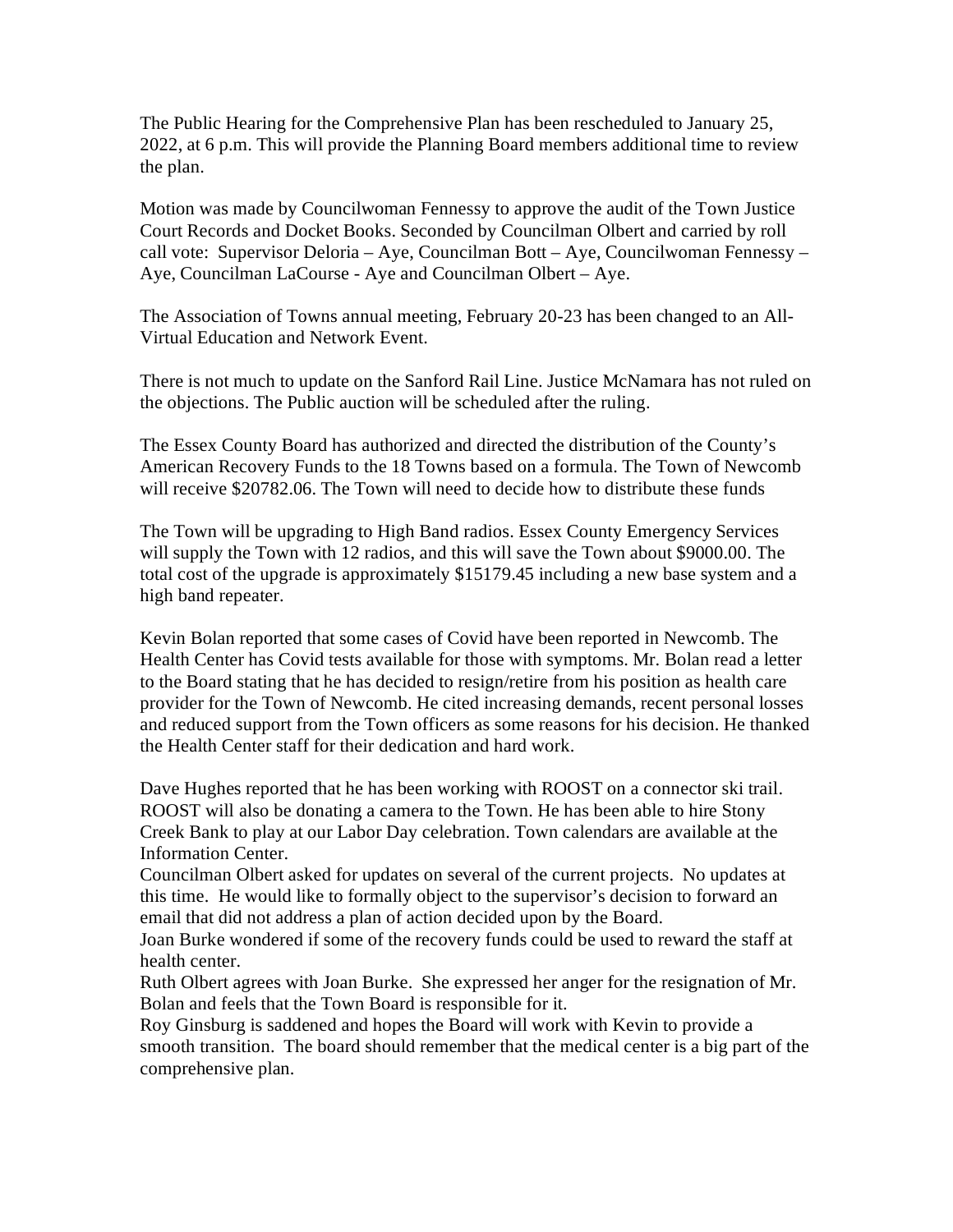The Public Hearing for the Comprehensive Plan has been rescheduled to January 25, 2022, at 6 p.m. This will provide the Planning Board members additional time to review the plan.

Motion was made by Councilwoman Fennessy to approve the audit of the Town Justice Court Records and Docket Books. Seconded by Councilman Olbert and carried by roll call vote: Supervisor Deloria – Aye, Councilman Bott – Aye, Councilwoman Fennessy – Aye, Councilman LaCourse - Aye and Councilman Olbert – Aye.

The Association of Towns annual meeting, February 20-23 has been changed to an All-Virtual Education and Network Event.

There is not much to update on the Sanford Rail Line. Justice McNamara has not ruled on the objections. The Public auction will be scheduled after the ruling.

The Essex County Board has authorized and directed the distribution of the County's American Recovery Funds to the 18 Towns based on a formula. The Town of Newcomb will receive $20782.06. The Town will need to decide how to distribute these funds

The Town will be upgrading to High Band radios. Essex County Emergency Services will supply the Town with 12 radios, and this will save the Town about $9000.00. The total cost of the upgrade is approximately $15179.45 including a new base system and a high band repeater.

Kevin Bolan reported that some cases of Covid have been reported in Newcomb. The Health Center has Covid tests available for those with symptoms. Mr. Bolan read a letter to the Board stating that he has decided to resign/retire from his position as health care provider for the Town of Newcomb. He cited increasing demands, recent personal losses and reduced support from the Town officers as some reasons for his decision. He thanked the Health Center staff for their dedication and hard work.

Dave Hughes reported that he has been working with ROOST on a connector ski trail. ROOST will also be donating a camera to the Town. He has been able to hire Stony Creek Bank to play at our Labor Day celebration. Town calendars are available at the Information Center.

Councilman Olbert asked for updates on several of the current projects. No updates at this time. He would like to formally object to the supervisor's decision to forward an email that did not address a plan of action decided upon by the Board.

Joan Burke wondered if some of the recovery funds could be used to reward the staff at health center.

Ruth Olbert agrees with Joan Burke. She expressed her anger for the resignation of Mr. Bolan and feels that the Town Board is responsible for it.

Roy Ginsburg is saddened and hopes the Board will work with Kevin to provide a smooth transition. The board should remember that the medical center is a big part of the comprehensive plan.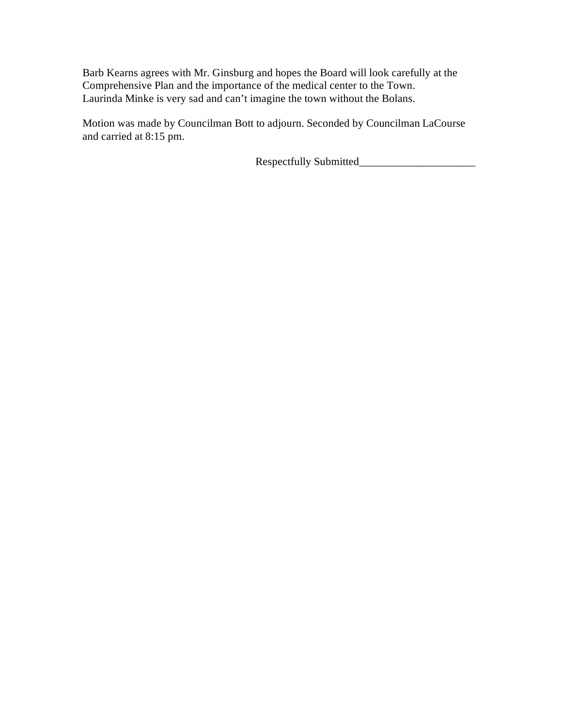Barb Kearns agrees with Mr. Ginsburg and hopes the Board will look carefully at the Comprehensive Plan and the importance of the medical center to the Town.
Laurinda Minke is very sad and can't imagine the town without the Bolans.

Motion was made by Councilman Bott to adjourn. Seconded by Councilman LaCourse and carried at 8:15 pm.

Respectfully Submitted_____________________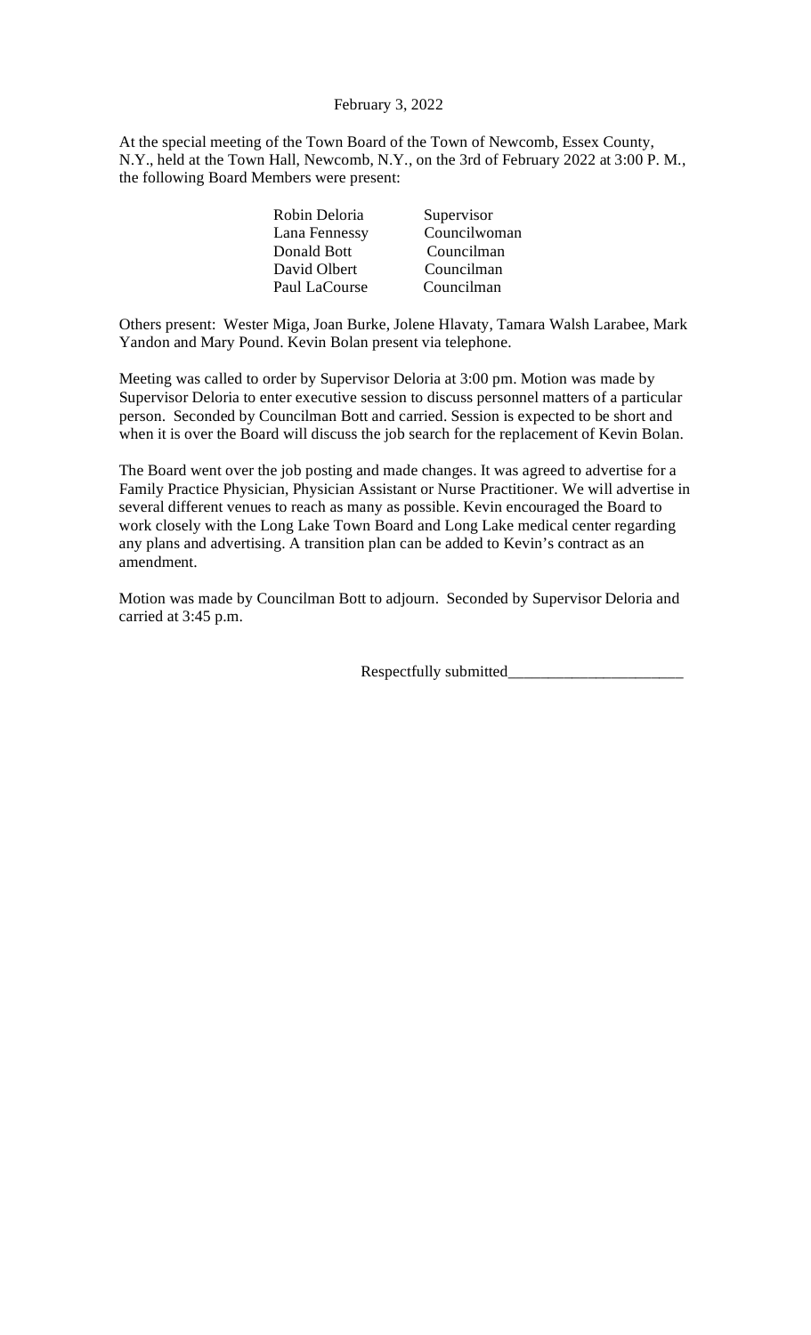February 3, 2022

At the special meeting of the Town Board of the Town of Newcomb, Essex County, N.Y., held at the Town Hall, Newcomb, N.Y., on the 3rd of February 2022 at 3:00 P. M., the following Board Members were present:

| | |
|---|---|
| Robin Deloria | Supervisor |
| Lana Fennessy | Councilwoman |
| Donald Bott | Councilman |
| David Olbert | Councilman |
| Paul LaCourse | Councilman |

Others present: Wester Miga, Joan Burke, Jolene Hlavaty, Tamara Walsh Larabee, Mark Yandon and Mary Pound. Kevin Bolan present via telephone.

Meeting was called to order by Supervisor Deloria at 3:00 pm. Motion was made by Supervisor Deloria to enter executive session to discuss personnel matters of a particular person. Seconded by Councilman Bott and carried. Session is expected to be short and when it is over the Board will discuss the job search for the replacement of Kevin Bolan.

The Board went over the job posting and made changes. It was agreed to advertise for a Family Practice Physician, Physician Assistant or Nurse Practitioner. We will advertise in several different venues to reach as many as possible. Kevin encouraged the Board to work closely with the Long Lake Town Board and Long Lake medical center regarding any plans and advertising. A transition plan can be added to Kevin's contract as an amendment.

Motion was made by Councilman Bott to adjourn. Seconded by Supervisor Deloria and carried at 3:45 p.m.

Respectfully submitted______________________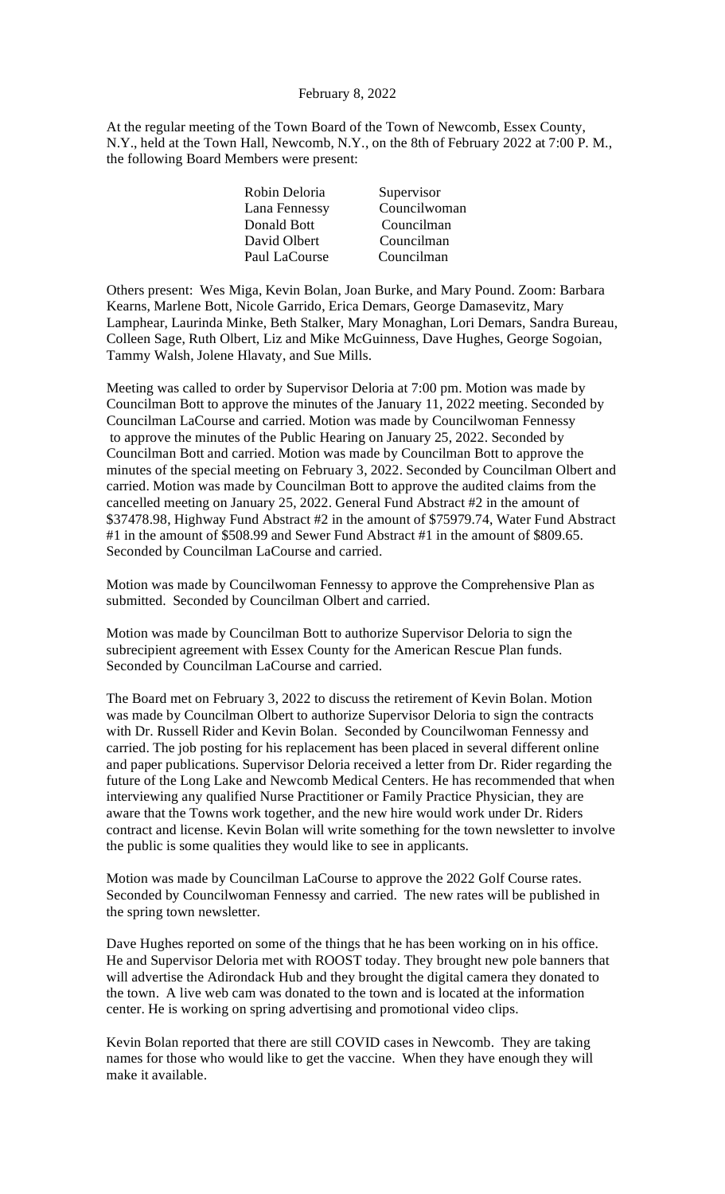February 8, 2022

At the regular meeting of the Town Board of the Town of Newcomb, Essex County, N.Y., held at the Town Hall, Newcomb, N.Y., on the 8th of February 2022 at 7:00 P. M., the following Board Members were present:

| | |
|---|---|
| Robin Deloria | Supervisor |
| Lana Fennessy | Councilwoman |
| Donald Bott | Councilman |
| David Olbert | Councilman |
| Paul LaCourse | Councilman |

Others present: Wes Miga, Kevin Bolan, Joan Burke, and Mary Pound. Zoom: Barbara Kearns, Marlene Bott, Nicole Garrido, Erica Demars, George Damasevitz, Mary Lamphear, Laurinda Minke, Beth Stalker, Mary Monaghan, Lori Demars, Sandra Bureau, Colleen Sage, Ruth Olbert, Liz and Mike McGuinness, Dave Hughes, George Sogoian, Tammy Walsh, Jolene Hlavaty, and Sue Mills.

Meeting was called to order by Supervisor Deloria at 7:00 pm. Motion was made by Councilman Bott to approve the minutes of the January 11, 2022 meeting. Seconded by Councilman LaCourse and carried. Motion was made by Councilwoman Fennessy to approve the minutes of the Public Hearing on January 25, 2022. Seconded by Councilman Bott and carried. Motion was made by Councilman Bott to approve the minutes of the special meeting on February 3, 2022. Seconded by Councilman Olbert and carried. Motion was made by Councilman Bott to approve the audited claims from the cancelled meeting on January 25, 2022. General Fund Abstract #2 in the amount of $37478.98, Highway Fund Abstract #2 in the amount of $75979.74, Water Fund Abstract #1 in the amount of $508.99 and Sewer Fund Abstract #1 in the amount of $809.65. Seconded by Councilman LaCourse and carried.

Motion was made by Councilwoman Fennessy to approve the Comprehensive Plan as submitted. Seconded by Councilman Olbert and carried.

Motion was made by Councilman Bott to authorize Supervisor Deloria to sign the subrecipient agreement with Essex County for the American Rescue Plan funds. Seconded by Councilman LaCourse and carried.

The Board met on February 3, 2022 to discuss the retirement of Kevin Bolan. Motion was made by Councilman Olbert to authorize Supervisor Deloria to sign the contracts with Dr. Russell Rider and Kevin Bolan. Seconded by Councilwoman Fennessy and carried. The job posting for his replacement has been placed in several different online and paper publications. Supervisor Deloria received a letter from Dr. Rider regarding the future of the Long Lake and Newcomb Medical Centers. He has recommended that when interviewing any qualified Nurse Practitioner or Family Practice Physician, they are aware that the Towns work together, and the new hire would work under Dr. Riders contract and license. Kevin Bolan will write something for the town newsletter to involve the public is some qualities they would like to see in applicants.

Motion was made by Councilman LaCourse to approve the 2022 Golf Course rates. Seconded by Councilwoman Fennessy and carried. The new rates will be published in the spring town newsletter.

Dave Hughes reported on some of the things that he has been working on in his office. He and Supervisor Deloria met with ROOST today. They brought new pole banners that will advertise the Adirondack Hub and they brought the digital camera they donated to the town. A live web cam was donated to the town and is located at the information center. He is working on spring advertising and promotional video clips.

Kevin Bolan reported that there are still COVID cases in Newcomb. They are taking names for those who would like to get the vaccine. When they have enough they will make it available.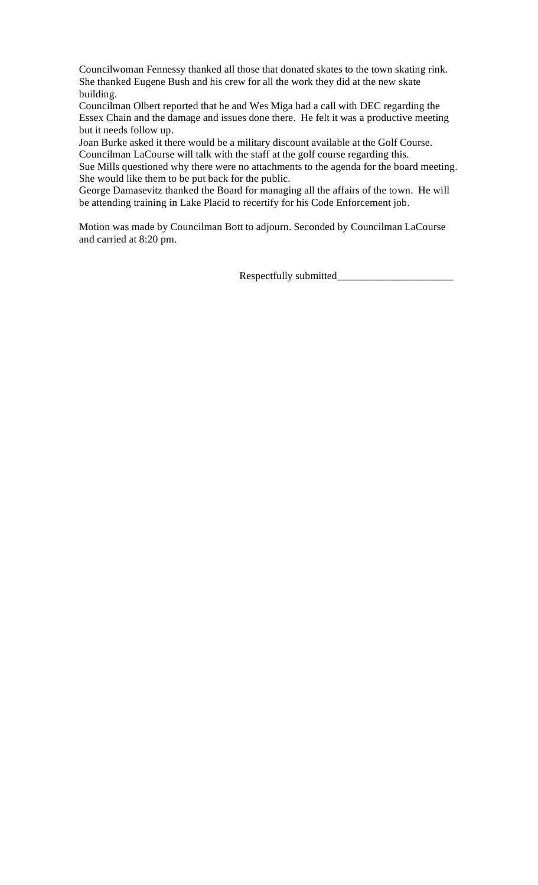Councilwoman Fennessy thanked all those that donated skates to the town skating rink. She thanked Eugene Bush and his crew for all the work they did at the new skate building.

Councilman Olbert reported that he and Wes Miga had a call with DEC regarding the Essex Chain and the damage and issues done there. He felt it was a productive meeting but it needs follow up.

Joan Burke asked it there would be a military discount available at the Golf Course. Councilman LaCourse will talk with the staff at the golf course regarding this.

Sue Mills questioned why there were no attachments to the agenda for the board meeting. She would like them to be put back for the public.

George Damasevitz thanked the Board for managing all the affairs of the town. He will be attending training in Lake Placid to recertify for his Code Enforcement job.

Motion was made by Councilman Bott to adjourn. Seconded by Councilman LaCourse and carried at 8:20 pm.

Respectfully submitted______________________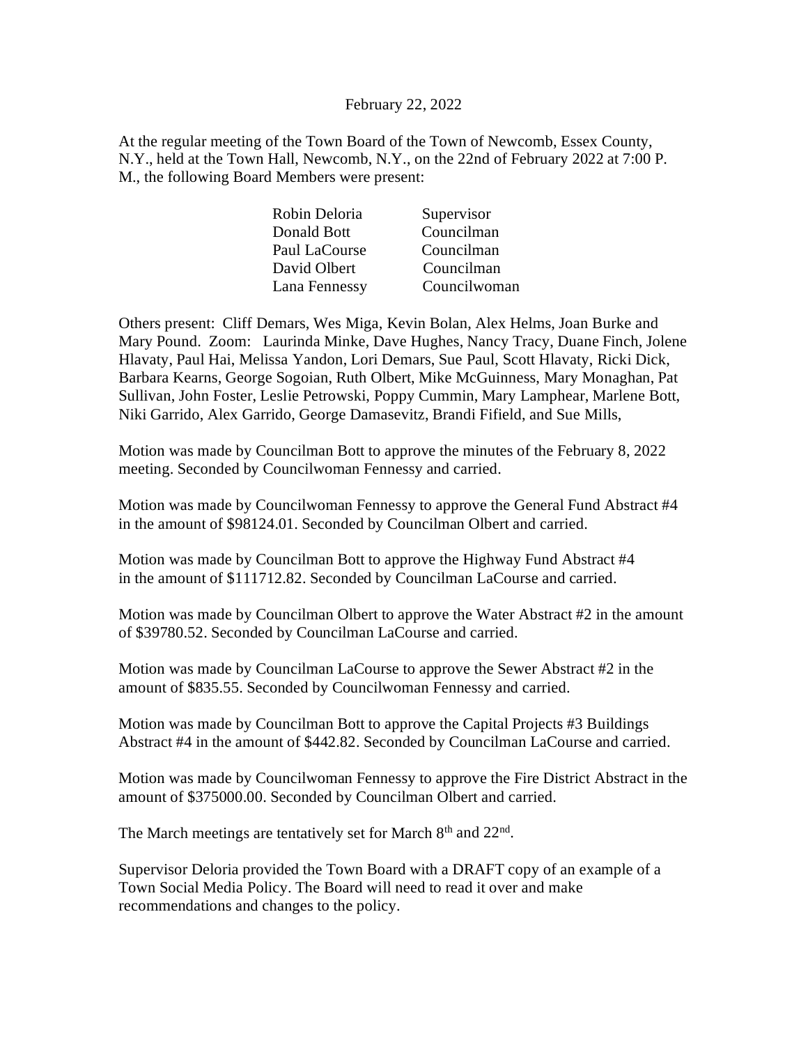February 22, 2022

At the regular meeting of the Town Board of the Town of Newcomb, Essex County, N.Y., held at the Town Hall, Newcomb, N.Y., on the 22nd of February 2022 at 7:00 P. M., the following Board Members were present:

| | |
|---|---|
| Robin Deloria | Supervisor |
| Donald Bott | Councilman |
| Paul LaCourse | Councilman |
| David Olbert | Councilman |
| Lana Fennessy | Councilwoman |

Others present: Cliff Demars, Wes Miga, Kevin Bolan, Alex Helms, Joan Burke and Mary Pound. Zoom: Laurinda Minke, Dave Hughes, Nancy Tracy, Duane Finch, Jolene Hlavaty, Paul Hai, Melissa Yandon, Lori Demars, Sue Paul, Scott Hlavaty, Ricki Dick, Barbara Kearns, George Sogoian, Ruth Olbert, Mike McGuinness, Mary Monaghan, Pat Sullivan, John Foster, Leslie Petrowski, Poppy Cummin, Mary Lamphear, Marlene Bott, Niki Garrido, Alex Garrido, George Damasevitz, Brandi Fifield, and Sue Mills,

Motion was made by Councilman Bott to approve the minutes of the February 8, 2022 meeting. Seconded by Councilwoman Fennessy and carried.

Motion was made by Councilwoman Fennessy to approve the General Fund Abstract #4 in the amount of $98124.01. Seconded by Councilman Olbert and carried.

Motion was made by Councilman Bott to approve the Highway Fund Abstract #4 in the amount of $111712.82. Seconded by Councilman LaCourse and carried.

Motion was made by Councilman Olbert to approve the Water Abstract #2 in the amount of $39780.52. Seconded by Councilman LaCourse and carried.

Motion was made by Councilman LaCourse to approve the Sewer Abstract #2 in the amount of $835.55. Seconded by Councilwoman Fennessy and carried.

Motion was made by Councilman Bott to approve the Capital Projects #3 Buildings Abstract #4 in the amount of $442.82. Seconded by Councilman LaCourse and carried.

Motion was made by Councilwoman Fennessy to approve the Fire District Abstract in the amount of $375000.00. Seconded by Councilman Olbert and carried.

The March meetings are tentatively set for March 8th and 22nd.

Supervisor Deloria provided the Town Board with a DRAFT copy of an example of a Town Social Media Policy. The Board will need to read it over and make recommendations and changes to the policy.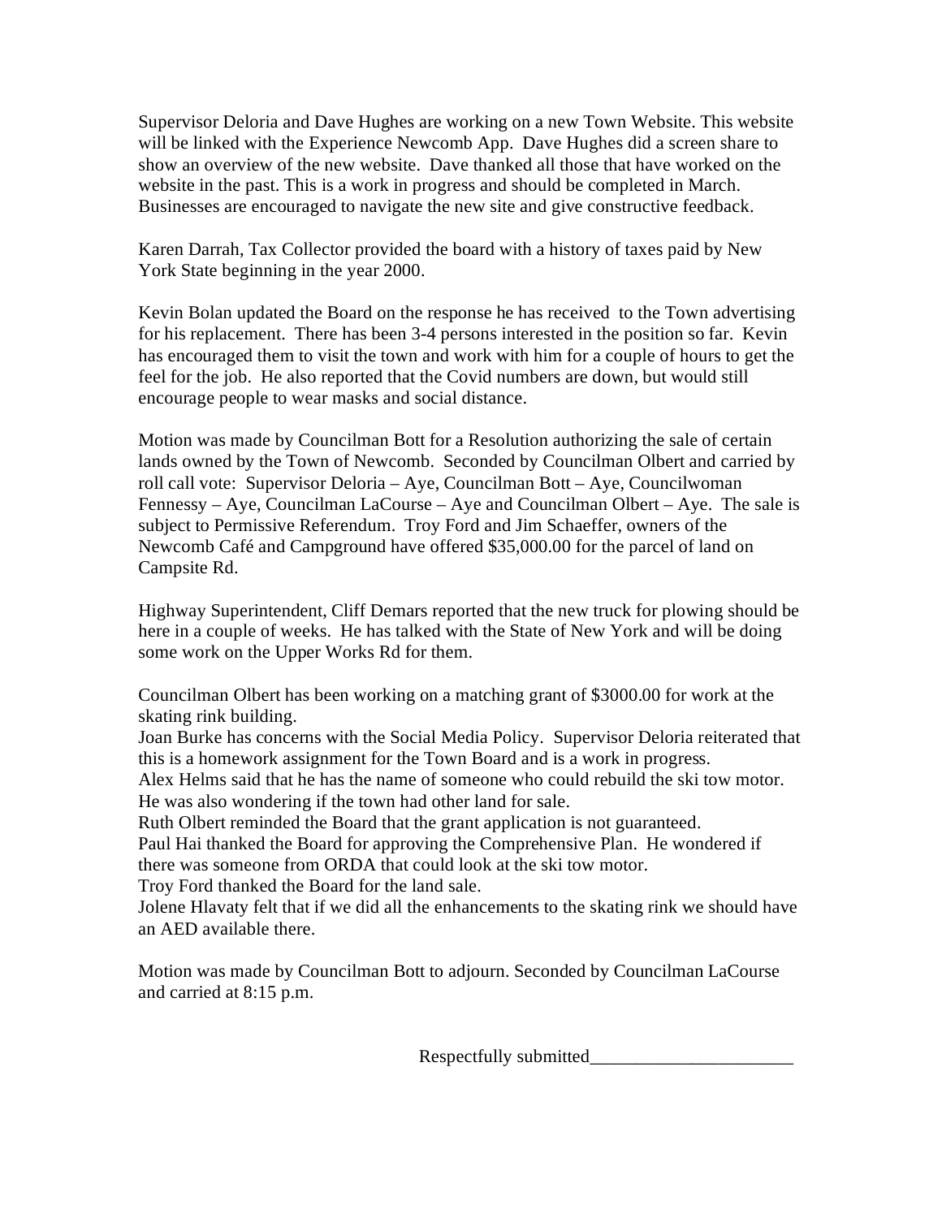Supervisor Deloria and Dave Hughes are working on a new Town Website. This website will be linked with the Experience Newcomb App. Dave Hughes did a screen share to show an overview of the new website. Dave thanked all those that have worked on the website in the past. This is a work in progress and should be completed in March. Businesses are encouraged to navigate the new site and give constructive feedback.

Karen Darrah, Tax Collector provided the board with a history of taxes paid by New York State beginning in the year 2000.

Kevin Bolan updated the Board on the response he has received to the Town advertising for his replacement. There has been 3-4 persons interested in the position so far. Kevin has encouraged them to visit the town and work with him for a couple of hours to get the feel for the job. He also reported that the Covid numbers are down, but would still encourage people to wear masks and social distance.

Motion was made by Councilman Bott for a Resolution authorizing the sale of certain lands owned by the Town of Newcomb. Seconded by Councilman Olbert and carried by roll call vote: Supervisor Deloria – Aye, Councilman Bott – Aye, Councilwoman Fennessy – Aye, Councilman LaCourse – Aye and Councilman Olbert – Aye. The sale is subject to Permissive Referendum. Troy Ford and Jim Schaeffer, owners of the Newcomb Café and Campground have offered $35,000.00 for the parcel of land on Campsite Rd.

Highway Superintendent, Cliff Demars reported that the new truck for plowing should be here in a couple of weeks. He has talked with the State of New York and will be doing some work on the Upper Works Rd for them.

Councilman Olbert has been working on a matching grant of $3000.00 for work at the skating rink building.
Joan Burke has concerns with the Social Media Policy. Supervisor Deloria reiterated that this is a homework assignment for the Town Board and is a work in progress.
Alex Helms said that he has the name of someone who could rebuild the ski tow motor. He was also wondering if the town had other land for sale.
Ruth Olbert reminded the Board that the grant application is not guaranteed.
Paul Hai thanked the Board for approving the Comprehensive Plan. He wondered if there was someone from ORDA that could look at the ski tow motor.
Troy Ford thanked the Board for the land sale.
Jolene Hlavaty felt that if we did all the enhancements to the skating rink we should have an AED available there.

Motion was made by Councilman Bott to adjourn. Seconded by Councilman LaCourse and carried at 8:15 p.m.

Respectfully submitted______________________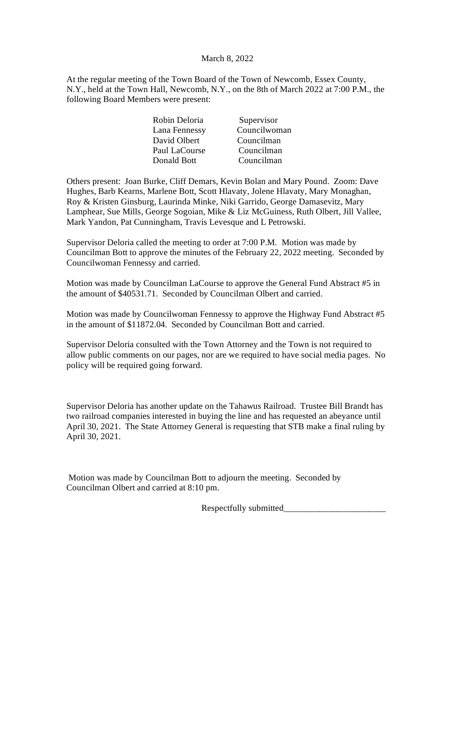March 8, 2022

At the regular meeting of the Town Board of the Town of Newcomb, Essex County, N.Y., held at the Town Hall, Newcomb, N.Y., on the 8th of March 2022 at 7:00 P.M., the following Board Members were present:

| | |
|---|---|
| Robin Deloria | Supervisor |
| Lana Fennessy | Councilwoman |
| David Olbert | Councilman |
| Paul LaCourse | Councilman |
| Donald Bott | Councilman |

Others present: Joan Burke, Cliff Demars, Kevin Bolan and Mary Pound. Zoom: Dave Hughes, Barb Kearns, Marlene Bott, Scott Hlavaty, Jolene Hlavaty, Mary Monaghan, Roy & Kristen Ginsburg, Laurinda Minke, Niki Garrido, George Damasevitz, Mary Lamphear, Sue Mills, George Sogoian, Mike & Liz McGuiness, Ruth Olbert, Jill Vallee, Mark Yandon, Pat Cunningham, Travis Levesque and L Petrowski.

Supervisor Deloria called the meeting to order at 7:00 P.M. Motion was made by Councilman Bott to approve the minutes of the February 22, 2022 meeting. Seconded by Councilwoman Fennessy and carried.

Motion was made by Councilman LaCourse to approve the General Fund Abstract #5 in the amount of $40531.71. Seconded by Councilman Olbert and carried.

Motion was made by Councilwoman Fennessy to approve the Highway Fund Abstract #5 in the amount of $11872.04. Seconded by Councilman Bott and carried.

Supervisor Deloria consulted with the Town Attorney and the Town is not required to allow public comments on our pages, nor are we required to have social media pages. No policy will be required going forward.

Supervisor Deloria has another update on the Tahawus Railroad. Trustee Bill Brandt has two railroad companies interested in buying the line and has requested an abeyance until April 30, 2021. The State Attorney General is requesting that STB make a final ruling by April 30, 2021.

Motion was made by Councilman Bott to adjourn the meeting. Seconded by Councilman Olbert and carried at 8:10 pm.

Respectfully submitted_______________________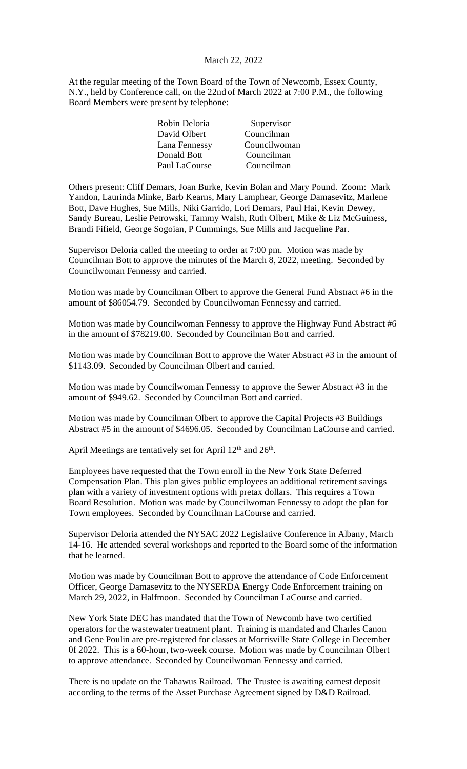March 22, 2022

At the regular meeting of the Town Board of the Town of Newcomb, Essex County, N.Y., held by Conference call, on the 22nd of March 2022 at 7:00 P.M., the following Board Members were present by telephone:

| | |
|---|---|
| Robin Deloria | Supervisor |
| David Olbert | Councilman |
| Lana Fennessy | Councilwoman |
| Donald Bott | Councilman |
| Paul LaCourse | Councilman |

Others present: Cliff Demars, Joan Burke, Kevin Bolan and Mary Pound. Zoom: Mark Yandon, Laurinda Minke, Barb Kearns, Mary Lamphear, George Damasevitz, Marlene Bott, Dave Hughes, Sue Mills, Niki Garrido, Lori Demars, Paul Hai, Kevin Dewey, Sandy Bureau, Leslie Petrowski, Tammy Walsh, Ruth Olbert, Mike & Liz McGuiness, Brandi Fifield, George Sogoian, P Cummings, Sue Mills and Jacqueline Par.

Supervisor Deloria called the meeting to order at 7:00 pm. Motion was made by Councilman Bott to approve the minutes of the March 8, 2022, meeting. Seconded by Councilwoman Fennessy and carried.

Motion was made by Councilman Olbert to approve the General Fund Abstract #6 in the amount of $86054.79. Seconded by Councilwoman Fennessy and carried.

Motion was made by Councilwoman Fennessy to approve the Highway Fund Abstract #6 in the amount of $78219.00. Seconded by Councilman Bott and carried.

Motion was made by Councilman Bott to approve the Water Abstract #3 in the amount of $1143.09. Seconded by Councilman Olbert and carried.

Motion was made by Councilwoman Fennessy to approve the Sewer Abstract #3 in the amount of $949.62. Seconded by Councilman Bott and carried.

Motion was made by Councilman Olbert to approve the Capital Projects #3 Buildings Abstract #5 in the amount of $4696.05. Seconded by Councilman LaCourse and carried.

April Meetings are tentatively set for April 12th and 26th.

Employees have requested that the Town enroll in the New York State Deferred Compensation Plan. This plan gives public employees an additional retirement savings plan with a variety of investment options with pretax dollars. This requires a Town Board Resolution. Motion was made by Councilwoman Fennessy to adopt the plan for Town employees. Seconded by Councilman LaCourse and carried.

Supervisor Deloria attended the NYSAC 2022 Legislative Conference in Albany, March 14-16. He attended several workshops and reported to the Board some of the information that he learned.

Motion was made by Councilman Bott to approve the attendance of Code Enforcement Officer, George Damasevitz to the NYSERDA Energy Code Enforcement training on March 29, 2022, in Halfmoon. Seconded by Councilman LaCourse and carried.

New York State DEC has mandated that the Town of Newcomb have two certified operators for the wastewater treatment plant. Training is mandated and Charles Canon and Gene Poulin are pre-registered for classes at Morrisville State College in December 0f 2022. This is a 60-hour, two-week course. Motion was made by Councilman Olbert to approve attendance. Seconded by Councilwoman Fennessy and carried.

There is no update on the Tahawus Railroad. The Trustee is awaiting earnest deposit according to the terms of the Asset Purchase Agreement signed by D&D Railroad.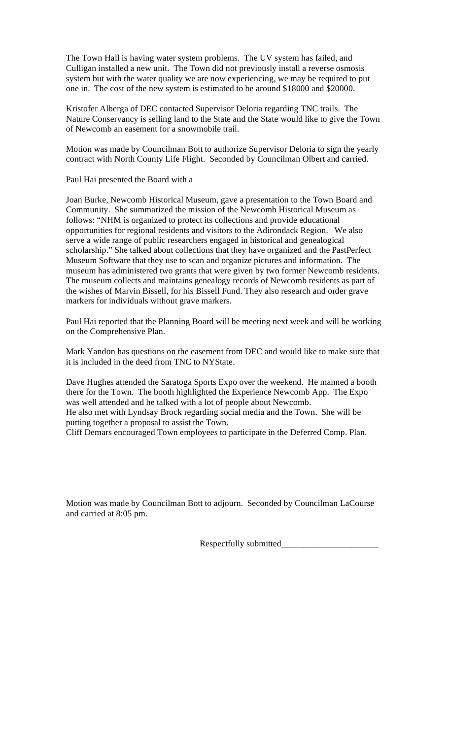The Town Hall is having water system problems. The UV system has failed, and Culligan installed a new unit. The Town did not previously install a reverse osmosis system but with the water quality we are now experiencing, we may be required to put one in. The cost of the new system is estimated to be around $18000 and $20000.

Kristofer Alberga of DEC contacted Supervisor Deloria regarding TNC trails. The Nature Conservancy is selling land to the State and the State would like to give the Town of Newcomb an easement for a snowmobile trail.

Motion was made by Councilman Bott to authorize Supervisor Deloria to sign the yearly contract with North County Life Flight. Seconded by Councilman Olbert and carried.

Paul Hai presented the Board with a

Joan Burke, Newcomb Historical Museum, gave a presentation to the Town Board and Community. She summarized the mission of the Newcomb Historical Museum as follows: "NHM is organized to protect its collections and provide educational opportunities for regional residents and visitors to the Adirondack Region. We also serve a wide range of public researchers engaged in historical and genealogical scholarship." She talked about collections that they have organized and the PastPerfect Museum Software that they use to scan and organize pictures and information. The museum has administered two grants that were given by two former Newcomb residents. The museum collects and maintains genealogy records of Newcomb residents as part of the wishes of Marvin Bissell, for his Bissell Fund. They also research and order grave markers for individuals without grave markers.

Paul Hai reported that the Planning Board will be meeting next week and will be working on the Comprehensive Plan.

Mark Yandon has questions on the easement from DEC and would like to make sure that it is included in the deed from TNC to NYState.

Dave Hughes attended the Saratoga Sports Expo over the weekend. He manned a booth there for the Town. The booth highlighted the Experience Newcomb App. The Expo was well attended and he talked with a lot of people about Newcomb.
He also met with Lyndsay Brock regarding social media and the Town. She will be putting together a proposal to assist the Town.
Cliff Demars encouraged Town employees to participate in the Deferred Comp. Plan.

Motion was made by Councilman Bott to adjourn. Seconded by Councilman LaCourse and carried at 8:05 pm.

Respectfully submitted______________________